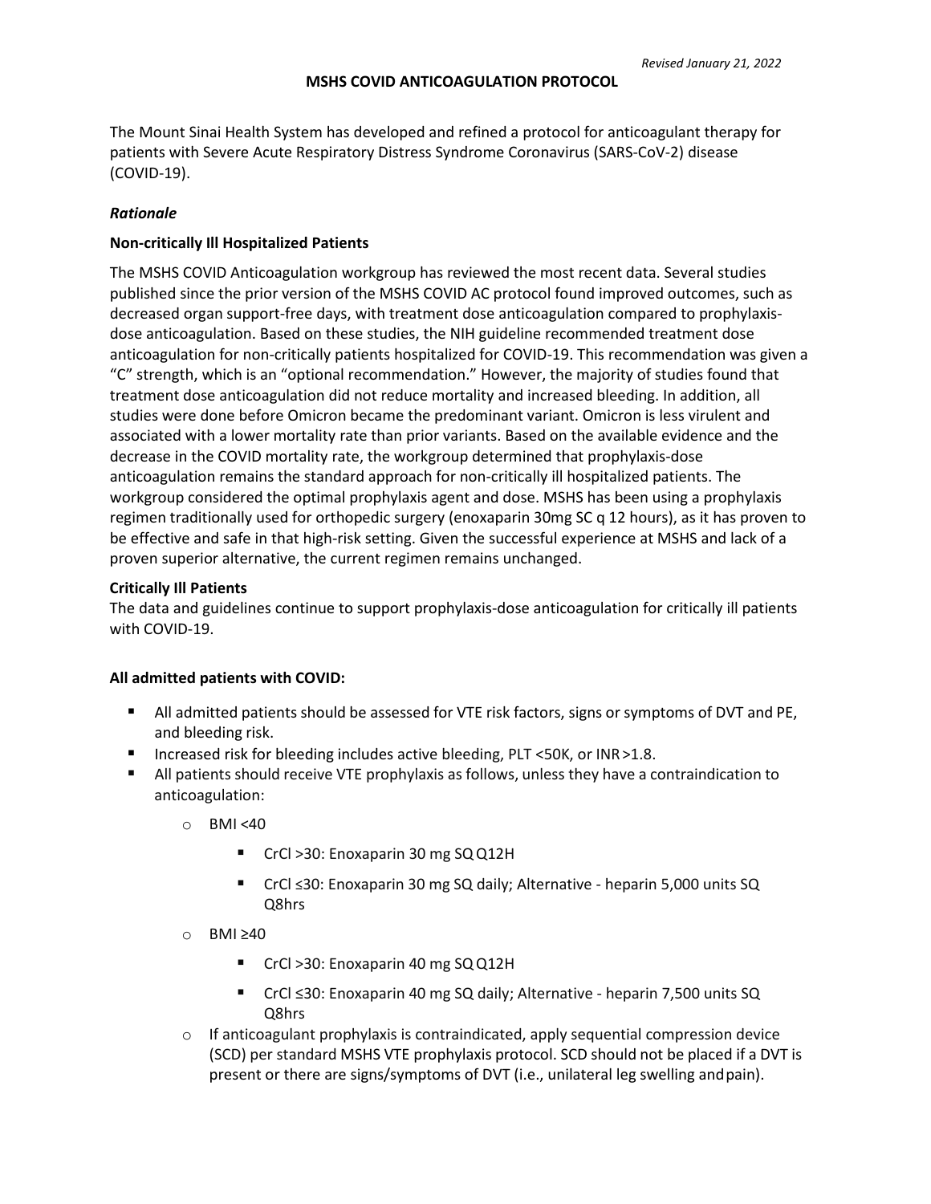*Revised January 21, 2022*

# MSHS COVID ANTICOAGULATION PROTOCOL

The Mount Sinai Health System has developed and refined a protocol for anticoagulant therapy for patients with Severe Acute Respiratory Distress Syndrome Coronavirus (SARS-CoV-2) disease (COVID-19).

## *Rationale*

### Non-critically Ill Hospitalized Patients

The MSHS COVID Anticoagulation workgroup has reviewed the most recent data. Several studies published since the prior version of the MSHS COVID AC protocol found improved outcomes, such as decreased organ support-free days, with treatment dose anticoagulation compared to prophylaxis-dose anticoagulation. Based on these studies, the NIH guideline recommended treatment dose anticoagulation for non-critically patients hospitalized for COVID-19. This recommendation was given a "C" strength, which is an "optional recommendation." However, the majority of studies found that treatment dose anticoagulation did not reduce mortality and increased bleeding. In addition, all studies were done before Omicron became the predominant variant. Omicron is less virulent and associated with a lower mortality rate than prior variants. Based on the available evidence and the decrease in the COVID mortality rate, the workgroup determined that prophylaxis-dose anticoagulation remains the standard approach for non-critically ill hospitalized patients. The workgroup considered the optimal prophylaxis agent and dose. MSHS has been using a prophylaxis regimen traditionally used for orthopedic surgery (enoxaparin 30mg SC q 12 hours), as it has proven to be effective and safe in that high-risk setting. Given the successful experience at MSHS and lack of a proven superior alternative, the current regimen remains unchanged.

### Critically Ill Patients

The data and guidelines continue to support prophylaxis-dose anticoagulation for critically ill patients with COVID-19.

### All admitted patients with COVID:

- All admitted patients should be assessed for VTE risk factors, signs or symptoms of DVT and PE, and bleeding risk.
- Increased risk for bleeding includes active bleeding, PLT <50K, or INR >1.8.
- All patients should receive VTE prophylaxis as follows, unless they have a contraindication to anticoagulation:
  - BMI <40
    - CrCl >30: Enoxaparin 30 mg SQ Q12H
    - CrCl ≤30: Enoxaparin 30 mg SQ daily; Alternative - heparin 5,000 units SQ Q8hrs
  - BMI ≥40
    - CrCl >30: Enoxaparin 40 mg SQ Q12H
    - CrCl ≤30: Enoxaparin 40 mg SQ daily; Alternative - heparin 7,500 units SQ Q8hrs
  - If anticoagulant prophylaxis is contraindicated, apply sequential compression device (SCD) per standard MSHS VTE prophylaxis protocol. SCD should not be placed if a DVT is present or there are signs/symptoms of DVT (i.e., unilateral leg swelling and pain).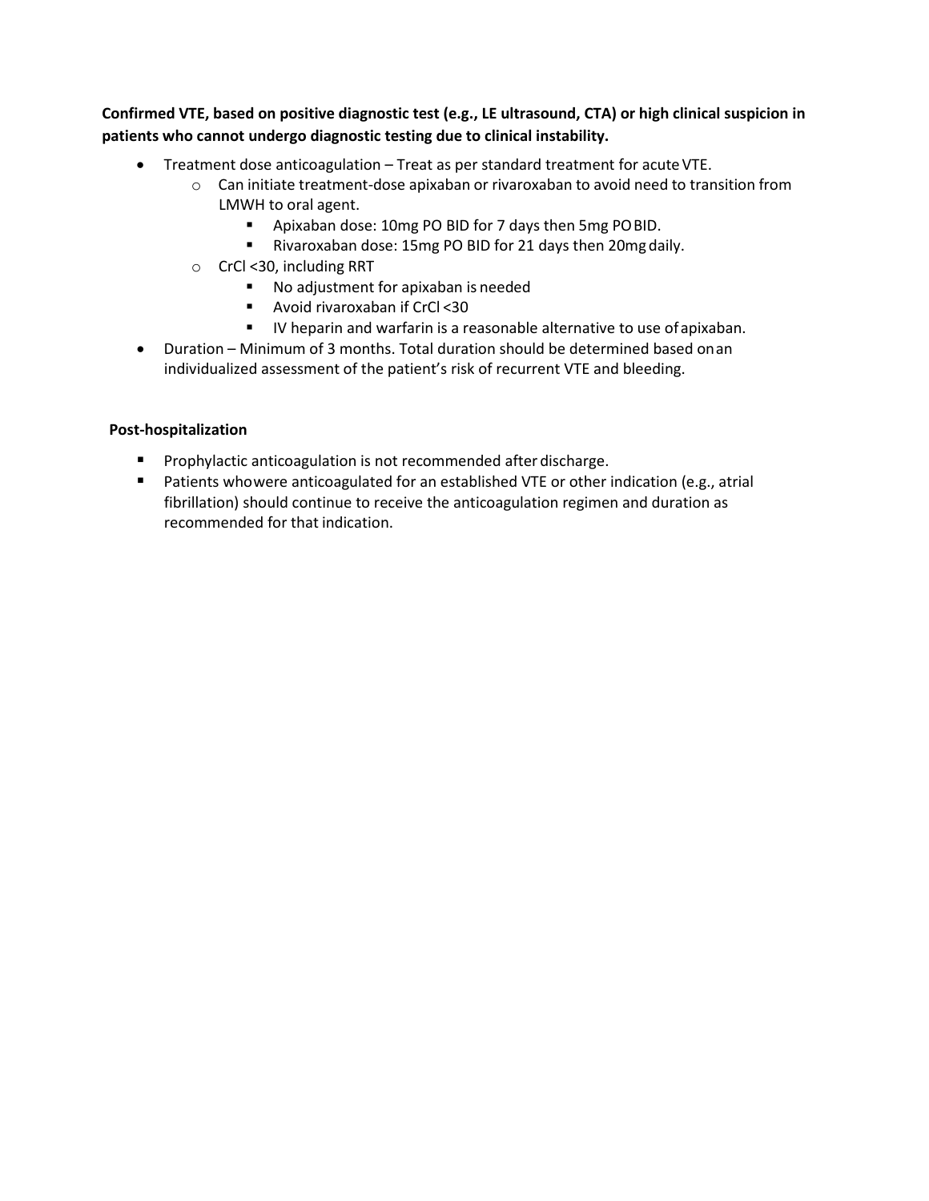**Confirmed VTE, based on positive diagnostic test (e.g., LE ultrasound, CTA) or high clinical suspicion in patients who cannot undergo diagnostic testing due to clinical instability.**

- Treatment dose anticoagulation – Treat as per standard treatment for acute VTE.
  - Can initiate treatment-dose apixaban or rivaroxaban to avoid need to transition from LMWH to oral agent.
    - Apixaban dose: 10mg PO BID for 7 days then 5mg PO BID.
    - Rivaroxaban dose: 15mg PO BID for 21 days then 20mg daily.
  - CrCl <30, including RRT
    - No adjustment for apixaban is needed
    - Avoid rivaroxaban if CrCl <30
    - IV heparin and warfarin is a reasonable alternative to use of apixaban.
- Duration – Minimum of 3 months. Total duration should be determined based on an individualized assessment of the patient's risk of recurrent VTE and bleeding.

**Post-hospitalization**

- Prophylactic anticoagulation is not recommended after discharge.
- Patients who were anticoagulated for an established VTE or other indication (e.g., atrial fibrillation) should continue to receive the anticoagulation regimen and duration as recommended for that indication.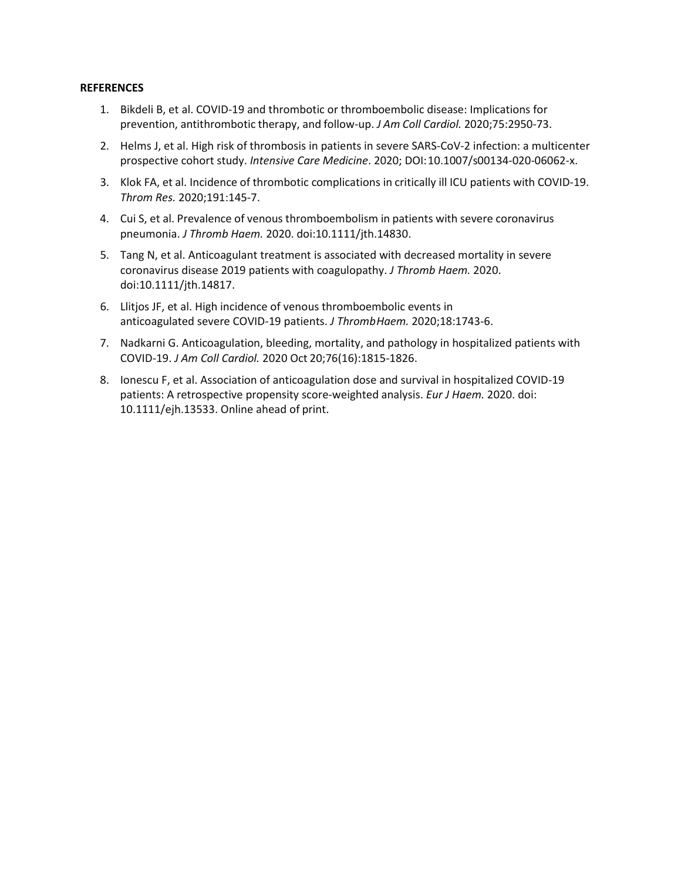**REFERENCES**

1. Bikdeli B, et al. COVID-19 and thrombotic or thromboembolic disease: Implications for prevention, antithrombotic therapy, and follow-up. *J Am Coll Cardiol.* 2020;75:2950-73.
2. Helms J, et al. High risk of thrombosis in patients in severe SARS-CoV-2 infection: a multicenter prospective cohort study. *Intensive Care Medicine*. 2020; DOI:10.1007/s00134-020-06062-x.
3. Klok FA, et al. Incidence of thrombotic complications in critically ill ICU patients with COVID-19. *Throm Res.* 2020;191:145-7.
4. Cui S, et al. Prevalence of venous thromboembolism in patients with severe coronavirus pneumonia. *J Thromb Haem.* 2020. doi:10.1111/jth.14830.
5. Tang N, et al. Anticoagulant treatment is associated with decreased mortality in severe coronavirus disease 2019 patients with coagulopathy. *J Thromb Haem.* 2020. doi:10.1111/jth.14817.
6. Llitjos JF, et al. High incidence of venous thromboembolic events in anticoagulated severe COVID-19 patients. *J ThrombHaem.* 2020;18:1743-6.
7. Nadkarni G. Anticoagulation, bleeding, mortality, and pathology in hospitalized patients with COVID-19. *J Am Coll Cardiol.* 2020 Oct 20;76(16):1815-1826.
8. Ionescu F, et al. Association of anticoagulation dose and survival in hospitalized COVID-19 patients: A retrospective propensity score-weighted analysis. *Eur J Haem.* 2020. doi: 10.1111/ejh.13533. Online ahead of print.